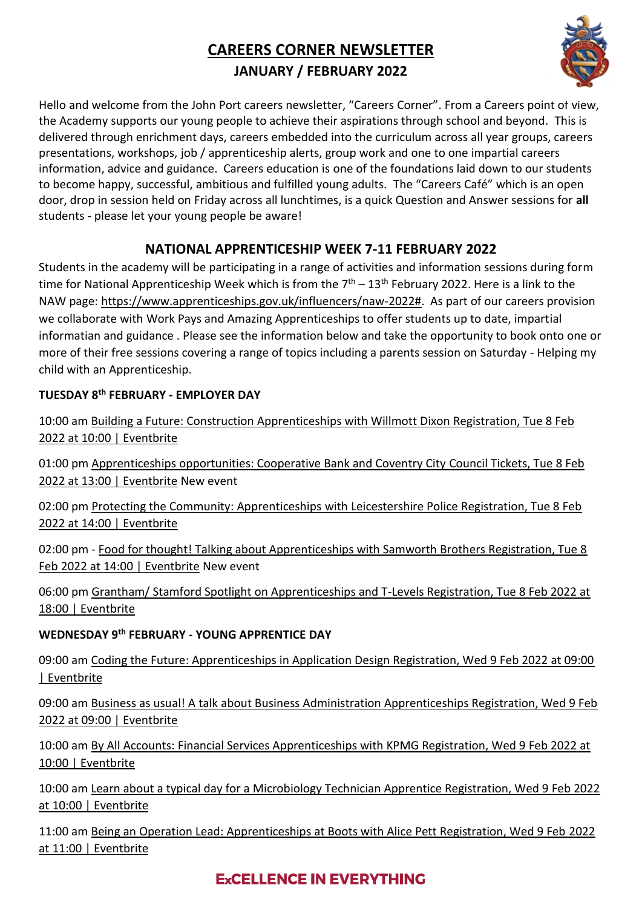# CAREERS CORNER NEWSLETTER

## JANUARY / FEBRUARY 2022

Hello and welcome from the John Port careers newsletter, "Careers Corner". From a Careers point of view, the Academy supports our young people to achieve their aspirations through school and beyond. This is delivered through enrichment days, careers embedded into the curriculum across all year groups, careers presentations, workshops, job / apprenticeship alerts, group work and one to one impartial careers information, advice and guidance. Careers education is one of the foundations laid down to our students to become happy, successful, ambitious and fulfilled young adults. The "Careers Café" which is an open door, drop in session held on Friday across all lunchtimes, is a quick Question and Answer sessions for **all** students - please let your young people be aware!

## NATIONAL APPRENTICESHIP WEEK 7-11 FEBRUARY 2022

Students in the academy will be participating in a range of activities and information sessions during form time for National Apprenticeship Week which is from the 7th – 13th February 2022. Here is a link to the NAW page: https://www.apprenticeships.gov.uk/influencers/naw-2022#. As part of our careers provision we collaborate with Work Pays and Amazing Apprenticeships to offer students up to date, impartial informatian and guidance . Please see the information below and take the opportunity to book onto one or more of their free sessions covering a range of topics including a parents session on Saturday - Helping my child with an Apprenticeship.

**TUESDAY 8th FEBRUARY - EMPLOYER DAY**

10:00 am Building a Future: Construction Apprenticeships with Willmott Dixon Registration, Tue 8 Feb 2022 at 10:00 | Eventbrite

01:00 pm Apprenticeships opportunities: Cooperative Bank and Coventry City Council Tickets, Tue 8 Feb 2022 at 13:00 | Eventbrite New event

02:00 pm Protecting the Community: Apprenticeships with Leicestershire Police Registration, Tue 8 Feb 2022 at 14:00 | Eventbrite

02:00 pm - Food for thought! Talking about Apprenticeships with Samworth Brothers Registration, Tue 8 Feb 2022 at 14:00 | Eventbrite New event

06:00 pm Grantham/ Stamford Spotlight on Apprenticeships and T-Levels Registration, Tue 8 Feb 2022 at 18:00 | Eventbrite

**WEDNESDAY 9th FEBRUARY - YOUNG APPRENTICE DAY**

09:00 am Coding the Future: Apprenticeships in Application Design Registration, Wed 9 Feb 2022 at 09:00 | Eventbrite

09:00 am Business as usual! A talk about Business Administration Apprenticeships Registration, Wed 9 Feb 2022 at 09:00 | Eventbrite

10:00 am By All Accounts: Financial Services Apprenticeships with KPMG Registration, Wed 9 Feb 2022 at 10:00 | Eventbrite

10:00 am Learn about a typical day for a Microbiology Technician Apprentice Registration, Wed 9 Feb 2022 at 10:00 | Eventbrite

11:00 am Being an Operation Lead: Apprenticeships at Boots with Alice Pett Registration, Wed 9 Feb 2022 at 11:00 | Eventbrite

**ExCELLENCE IN EVERYTHING**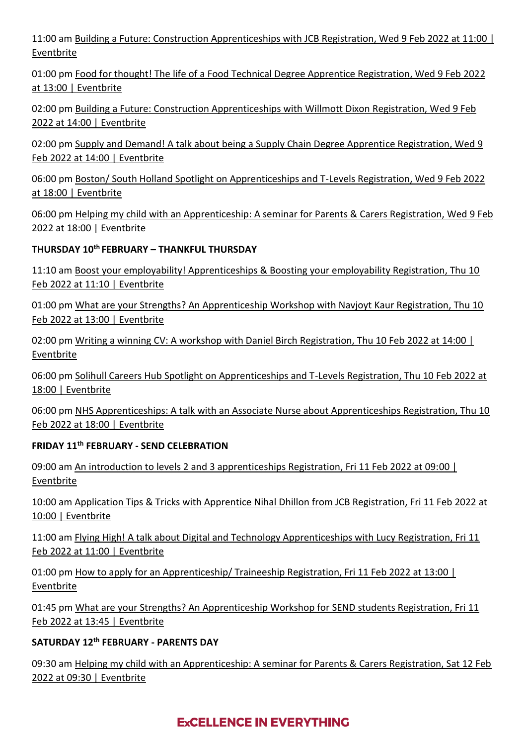11:00 am Building a Future: Construction Apprenticeships with JCB Registration, Wed 9 Feb 2022 at 11:00 | Eventbrite

01:00 pm Food for thought! The life of a Food Technical Degree Apprentice Registration, Wed 9 Feb 2022 at 13:00 | Eventbrite

02:00 pm Building a Future: Construction Apprenticeships with Willmott Dixon Registration, Wed 9 Feb 2022 at 14:00 | Eventbrite

02:00 pm Supply and Demand! A talk about being a Supply Chain Degree Apprentice Registration, Wed 9 Feb 2022 at 14:00 | Eventbrite

06:00 pm Boston/ South Holland Spotlight on Apprenticeships and T-Levels Registration, Wed 9 Feb 2022 at 18:00 | Eventbrite

06:00 pm Helping my child with an Apprenticeship: A seminar for Parents & Carers Registration, Wed 9 Feb 2022 at 18:00 | Eventbrite

**THURSDAY 10th FEBRUARY – THANKFUL THURSDAY**

11:10 am Boost your employability! Apprenticeships & Boosting your employability Registration, Thu 10 Feb 2022 at 11:10 | Eventbrite

01:00 pm What are your Strengths? An Apprenticeship Workshop with Navjoyt Kaur Registration, Thu 10 Feb 2022 at 13:00 | Eventbrite

02:00 pm Writing a winning CV: A workshop with Daniel Birch Registration, Thu 10 Feb 2022 at 14:00 | Eventbrite

06:00 pm Solihull Careers Hub Spotlight on Apprenticeships and T-Levels Registration, Thu 10 Feb 2022 at 18:00 | Eventbrite

06:00 pm NHS Apprenticeships: A talk with an Associate Nurse about Apprenticeships Registration, Thu 10 Feb 2022 at 18:00 | Eventbrite

**FRIDAY 11th FEBRUARY - SEND CELEBRATION**

09:00 am An introduction to levels 2 and 3 apprenticeships Registration, Fri 11 Feb 2022 at 09:00 | Eventbrite

10:00 am Application Tips & Tricks with Apprentice Nihal Dhillon from JCB Registration, Fri 11 Feb 2022 at 10:00 | Eventbrite

11:00 am Flying High! A talk about Digital and Technology Apprenticeships with Lucy Registration, Fri 11 Feb 2022 at 11:00 | Eventbrite

01:00 pm How to apply for an Apprenticeship/ Traineeship Registration, Fri 11 Feb 2022 at 13:00 | Eventbrite

01:45 pm What are your Strengths? An Apprenticeship Workshop for SEND students Registration, Fri 11 Feb 2022 at 13:45 | Eventbrite

**SATURDAY 12th FEBRUARY - PARENTS DAY**

09:30 am Helping my child with an Apprenticeship: A seminar for Parents & Carers Registration, Sat 12 Feb 2022 at 09:30 | Eventbrite

**ExCELLENCE IN EVERYTHING**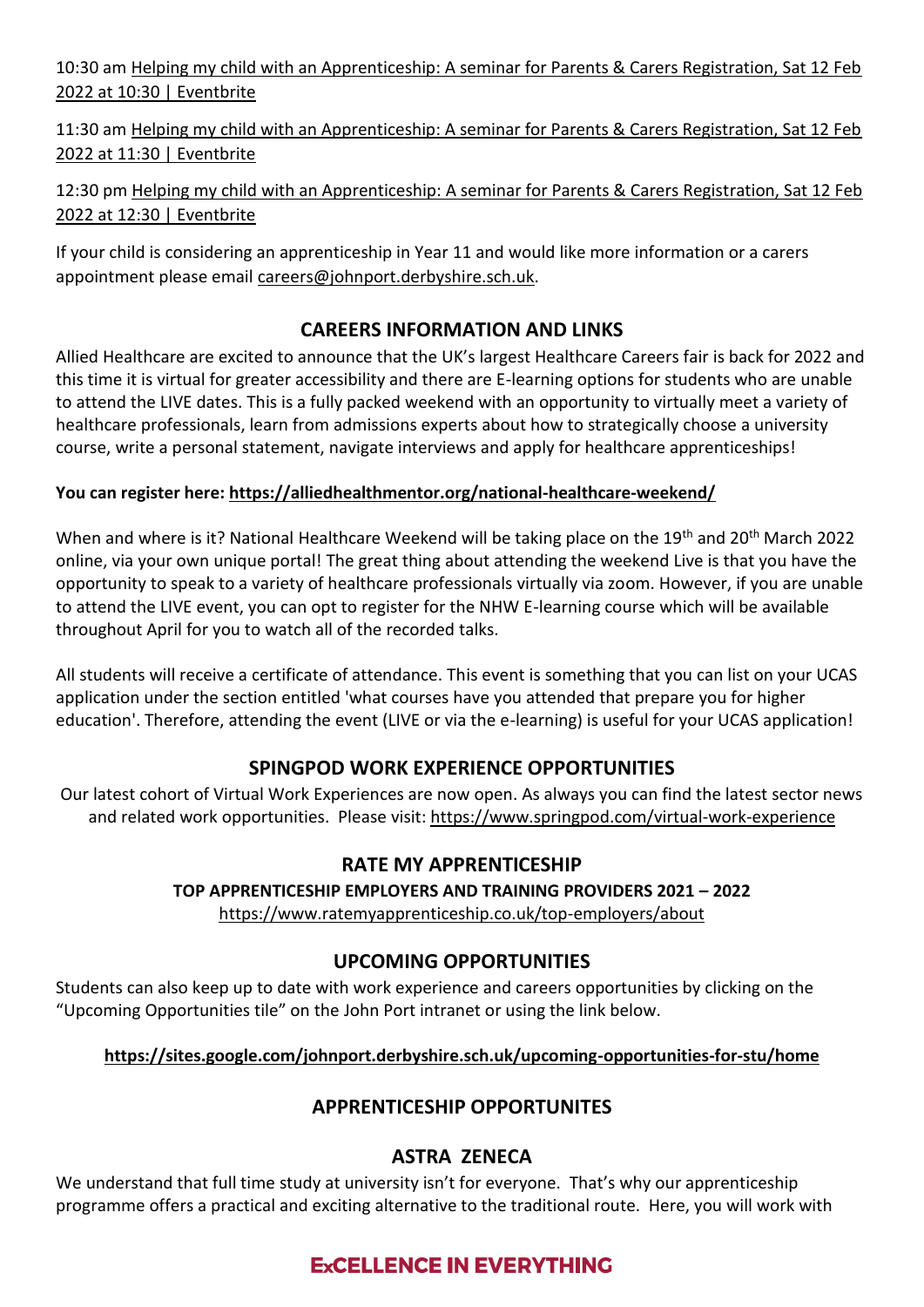10:30 am Helping my child with an Apprenticeship: A seminar for Parents & Carers Registration, Sat 12 Feb 2022 at 10:30 | Eventbrite

11:30 am Helping my child with an Apprenticeship: A seminar for Parents & Carers Registration, Sat 12 Feb 2022 at 11:30 | Eventbrite

12:30 pm Helping my child with an Apprenticeship: A seminar for Parents & Carers Registration, Sat 12 Feb 2022 at 12:30 | Eventbrite

If your child is considering an apprenticeship in Year 11 and would like more information or a carers appointment please email careers@johnport.derbyshire.sch.uk.

## CAREERS INFORMATION AND LINKS

Allied Healthcare are excited to announce that the UK's largest Healthcare Careers fair is back for 2022 and this time it is virtual for greater accessibility and there are E-learning options for students who are unable to attend the LIVE dates. This is a fully packed weekend with an opportunity to virtually meet a variety of healthcare professionals, learn from admissions experts about how to strategically choose a university course, write a personal statement, navigate interviews and apply for healthcare apprenticeships!

**You can register here: https://alliedhealthmentor.org/national-healthcare-weekend/**

When and where is it? National Healthcare Weekend will be taking place on the 19th and 20th March 2022 online, via your own unique portal! The great thing about attending the weekend Live is that you have the opportunity to speak to a variety of healthcare professionals virtually via zoom. However, if you are unable to attend the LIVE event, you can opt to register for the NHW E-learning course which will be available throughout April for you to watch all of the recorded talks.

All students will receive a certificate of attendance. This event is something that you can list on your UCAS application under the section entitled 'what courses have you attended that prepare you for higher education'. Therefore, attending the event (LIVE or via the e-learning) is useful for your UCAS application!

## SPINGPOD WORK EXPERIENCE OPPORTUNITIES

Our latest cohort of Virtual Work Experiences are now open. As always you can find the latest sector news and related work opportunities. Please visit: https://www.springpod.com/virtual-work-experience

## RATE MY APPRENTICESHIP

**TOP APPRENTICESHIP EMPLOYERS AND TRAINING PROVIDERS 2021 – 2022**

https://www.ratemyapprenticeship.co.uk/top-employers/about

## UPCOMING OPPORTUNITIES

Students can also keep up to date with work experience and careers opportunities by clicking on the "Upcoming Opportunities tile" on the John Port intranet or using the link below.

**https://sites.google.com/johnport.derbyshire.sch.uk/upcoming-opportunities-for-stu/home**

## APPRENTICESHIP OPPORTUNITES

### ASTRA ZENECA

We understand that full time study at university isn't for everyone. That's why our apprenticeship programme offers a practical and exciting alternative to the traditional route. Here, you will work with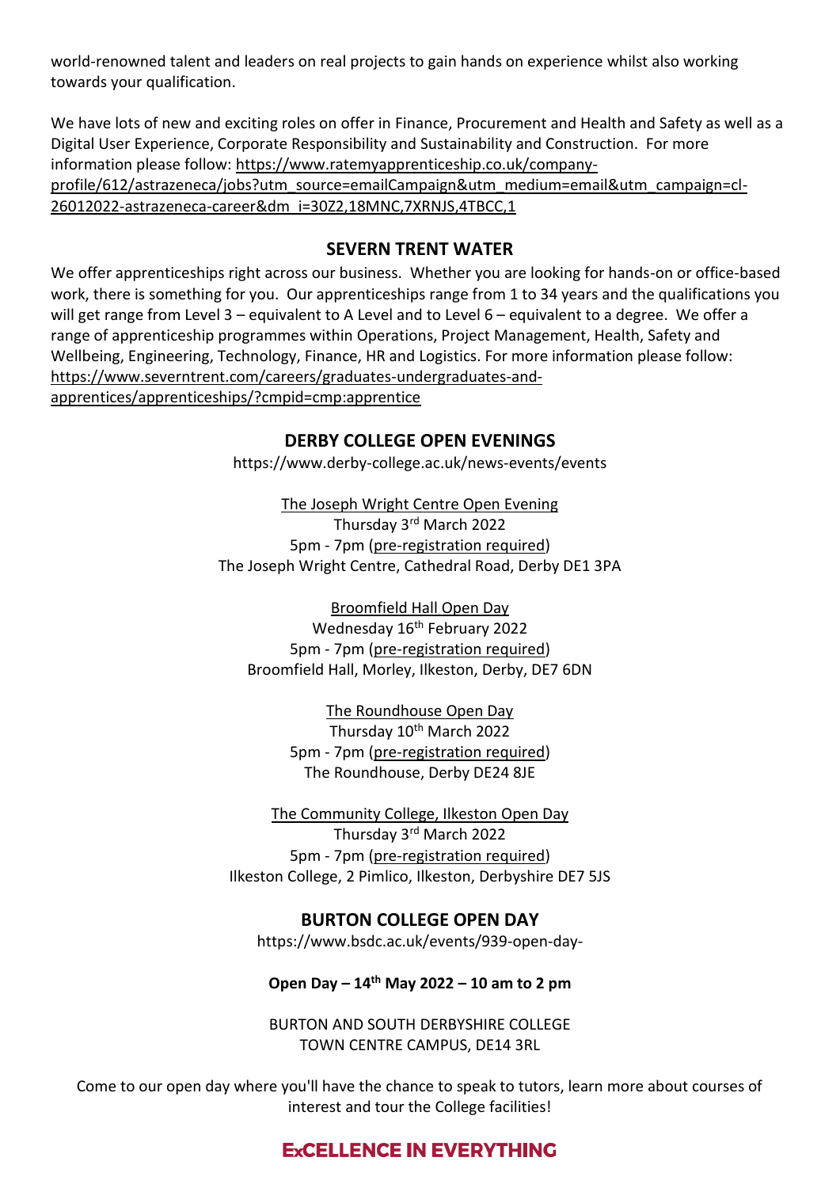world-renowned talent and leaders on real projects to gain hands on experience whilst also working towards your qualification.

We have lots of new and exciting roles on offer in Finance, Procurement and Health and Safety as well as a Digital User Experience, Corporate Responsibility and Sustainability and Construction. For more information please follow: https://www.ratemyapprenticeship.co.uk/company-profile/612/astrazeneca/jobs?utm_source=emailCampaign&utm_medium=email&utm_campaign=cl-26012022-astrazeneca-career&dm_i=30Z2,18MNC,7XRNJS,4TBCC,1

## SEVERN TRENT WATER

We offer apprenticeships right across our business. Whether you are looking for hands-on or office-based work, there is something for you. Our apprenticeships range from 1 to 34 years and the qualifications you will get range from Level 3 – equivalent to A Level and to Level 6 – equivalent to a degree. We offer a range of apprenticeship programmes within Operations, Project Management, Health, Safety and Wellbeing, Engineering, Technology, Finance, HR and Logistics. For more information please follow: https://www.severntrent.com/careers/graduates-undergraduates-and-apprentices/apprenticeships/?cmpid=cmp:apprentice

## DERBY COLLEGE OPEN EVENINGS

https://www.derby-college.ac.uk/news-events/events

The Joseph Wright Centre Open Evening
Thursday 3rd March 2022
5pm - 7pm (pre-registration required)
The Joseph Wright Centre, Cathedral Road, Derby DE1 3PA

Broomfield Hall Open Day
Wednesday 16th February 2022
5pm - 7pm (pre-registration required)
Broomfield Hall, Morley, Ilkeston, Derby, DE7 6DN

The Roundhouse Open Day
Thursday 10th March 2022
5pm - 7pm (pre-registration required)
The Roundhouse, Derby DE24 8JE

The Community College, Ilkeston Open Day
Thursday 3rd March 2022
5pm - 7pm (pre-registration required)
Ilkeston College, 2 Pimlico, Ilkeston, Derbyshire DE7 5JS

## BURTON COLLEGE OPEN DAY

https://www.bsdc.ac.uk/events/939-open-day-

**Open Day – 14th May 2022 – 10 am to 2 pm**

BURTON AND SOUTH DERBYSHIRE COLLEGE
TOWN CENTRE CAMPUS, DE14 3RL

Come to our open day where you'll have the chance to speak to tutors, learn more about courses of interest and tour the College facilities!

**ExCELLENCE IN EVERYTHING**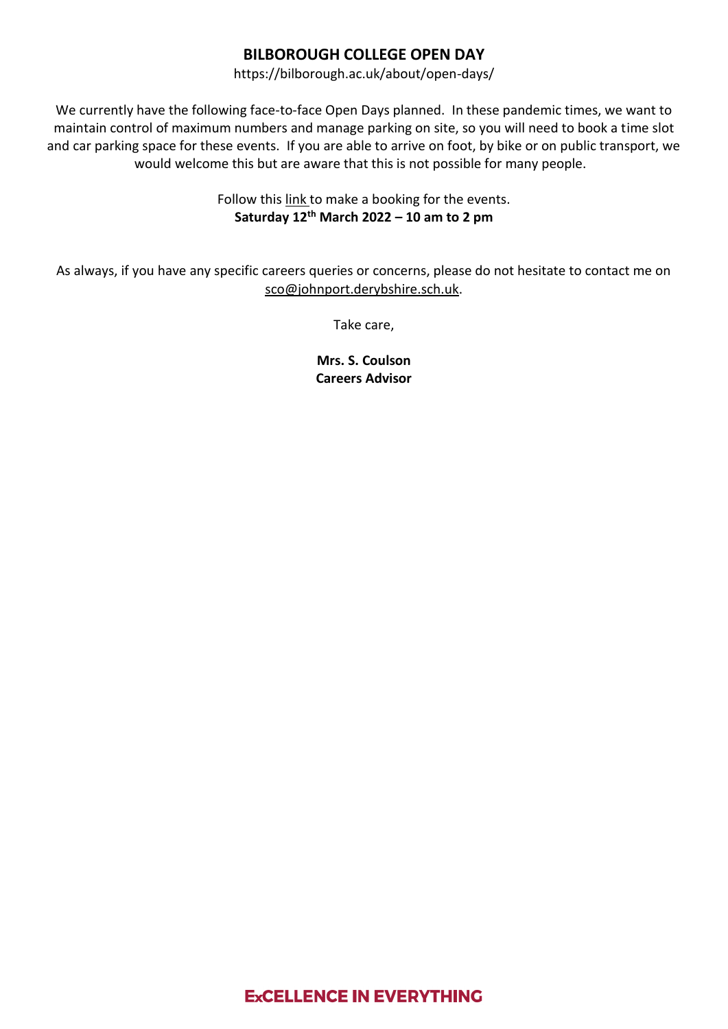## BILBOROUGH COLLEGE OPEN DAY

https://bilborough.ac.uk/about/open-days/

We currently have the following face-to-face Open Days planned. In these pandemic times, we want to maintain control of maximum numbers and manage parking on site, so you will need to book a time slot and car parking space for these events. If you are able to arrive on foot, by bike or on public transport, we would welcome this but are aware that this is not possible for many people.

Follow this link to make a booking for the events.

**Saturday 12th March 2022 – 10 am to 2 pm**

As always, if you have any specific careers queries or concerns, please do not hesitate to contact me on sco@johnport.derybshire.sch.uk.

Take care,

**Mrs. S. Coulson**
**Careers Advisor**

EXCELLENCE IN EVERYTHING